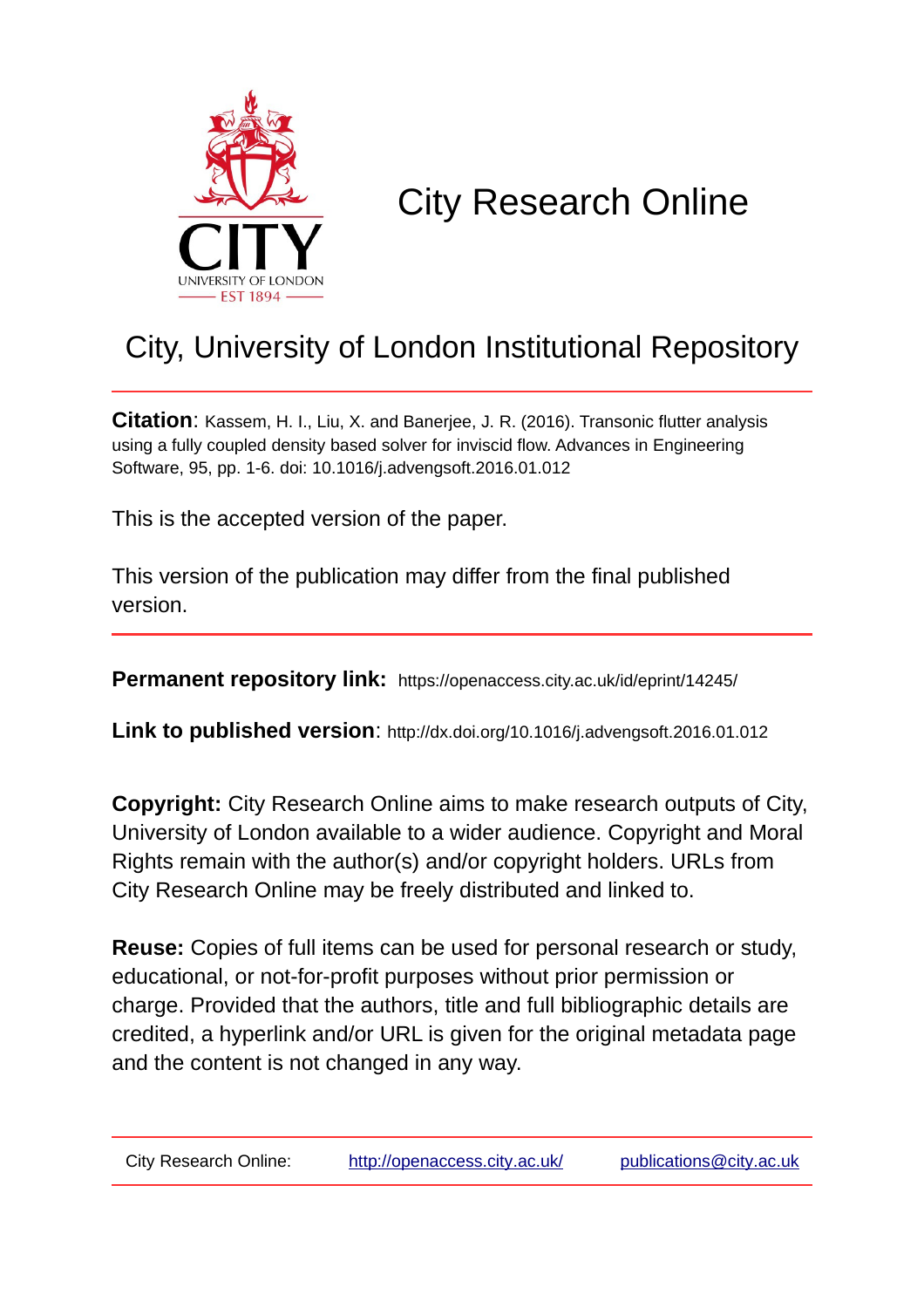# City Research Online

## City, University of London Institutional Repository

**Citation**: Kassem, H. I., Liu, X. and Banerjee, J. R. (2016). Transonic flutter analysis using a fully coupled density based solver for inviscid flow. Advances in Engineering Software, 95, pp. 1-6. doi: 10.1016/j.advengsoft.2016.01.012

This is the accepted version of the paper.

This version of the publication may differ from the final published version.

**Permanent repository link:** https://openaccess.city.ac.uk/id/eprint/14245/

**Link to published version**: http://dx.doi.org/10.1016/j.advengsoft.2016.01.012

**Copyright:** City Research Online aims to make research outputs of City, University of London available to a wider audience. Copyright and Moral Rights remain with the author(s) and/or copyright holders. URLs from City Research Online may be freely distributed and linked to.

**Reuse:** Copies of full items can be used for personal research or study, educational, or not-for-profit purposes without prior permission or charge. Provided that the authors, title and full bibliographic details are credited, a hyperlink and/or URL is given for the original metadata page and the content is not changed in any way.

City Research Online: http://openaccess.city.ac.uk/ publications@city.ac.uk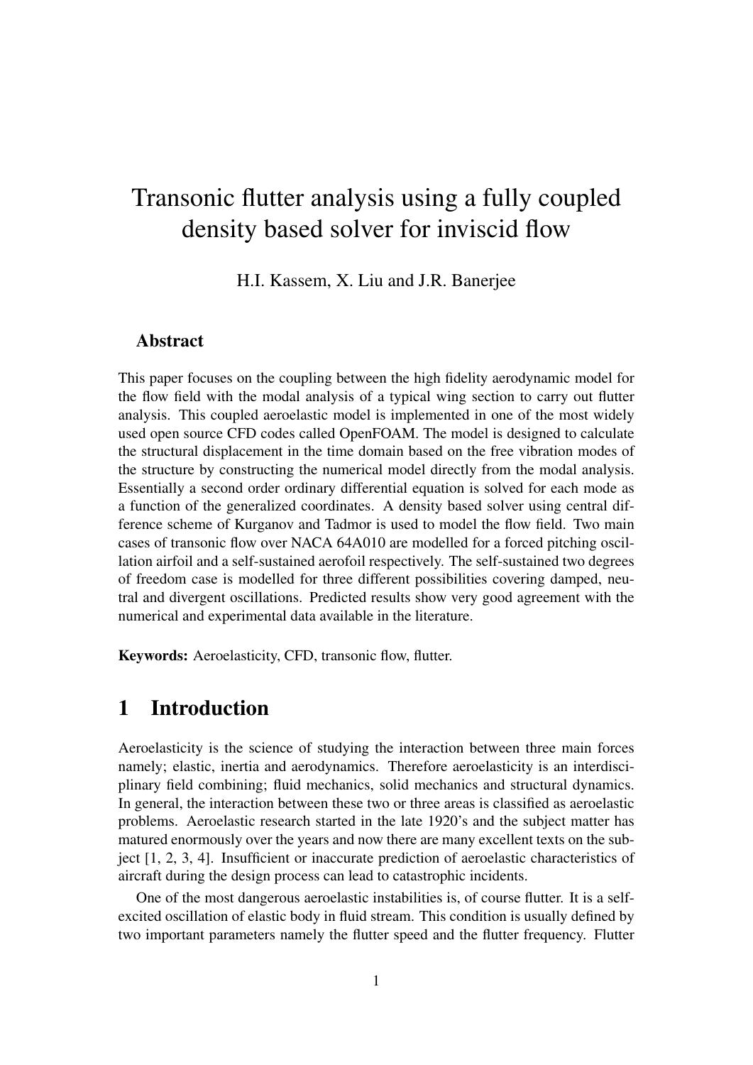# Transonic flutter analysis using a fully coupled density based solver for inviscid flow

H.I. Kassem, X. Liu and J.R. Banerjee

## Abstract

This paper focuses on the coupling between the high fidelity aerodynamic model for the flow field with the modal analysis of a typical wing section to carry out flutter analysis. This coupled aeroelastic model is implemented in one of the most widely used open source CFD codes called OpenFOAM. The model is designed to calculate the structural displacement in the time domain based on the free vibration modes of the structure by constructing the numerical model directly from the modal analysis. Essentially a second order ordinary differential equation is solved for each mode as a function of the generalized coordinates. A density based solver using central difference scheme of Kurganov and Tadmor is used to model the flow field. Two main cases of transonic flow over NACA 64A010 are modelled for a forced pitching oscillation airfoil and a self-sustained aerofoil respectively. The self-sustained two degrees of freedom case is modelled for three different possibilities covering damped, neutral and divergent oscillations. Predicted results show very good agreement with the numerical and experimental data available in the literature.

**Keywords:** Aeroelasticity, CFD, transonic flow, flutter.

# 1 Introduction

Aeroelasticity is the science of studying the interaction between three main forces namely; elastic, inertia and aerodynamics. Therefore aeroelasticity is an interdisciplinary field combining; fluid mechanics, solid mechanics and structural dynamics. In general, the interaction between these two or three areas is classified as aeroelastic problems. Aeroelastic research started in the late 1920's and the subject matter has matured enormously over the years and now there are many excellent texts on the subject [1, 2, 3, 4]. Insufficient or inaccurate prediction of aeroelastic characteristics of aircraft during the design process can lead to catastrophic incidents.

One of the most dangerous aeroelastic instabilities is, of course flutter. It is a self-excited oscillation of elastic body in fluid stream. This condition is usually defined by two important parameters namely the flutter speed and the flutter frequency. Flutter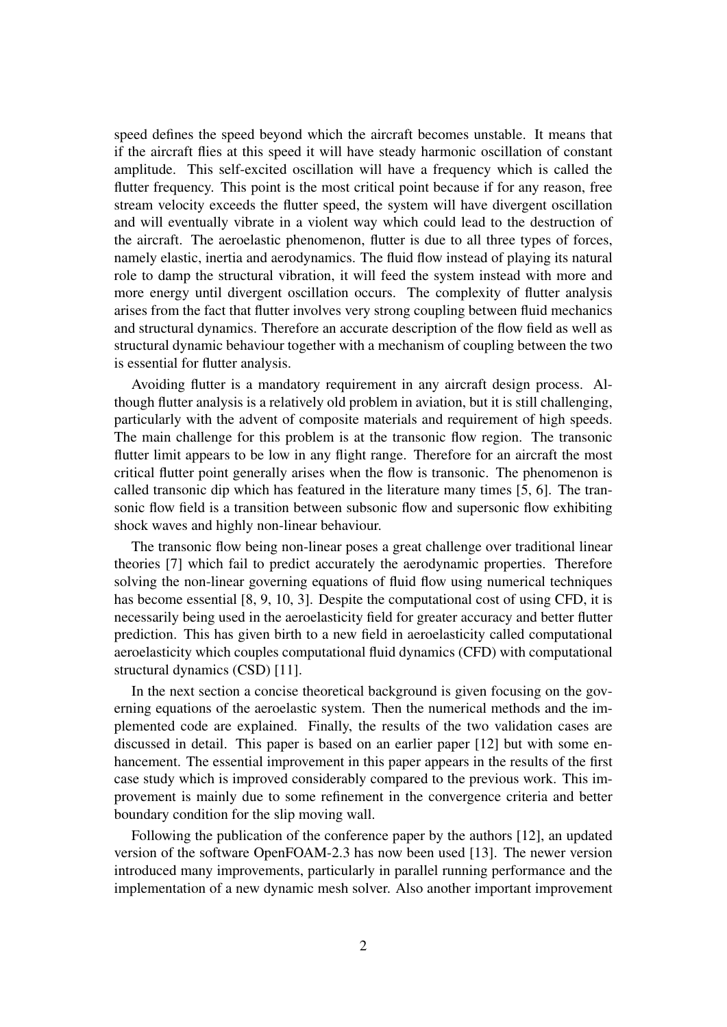speed defines the speed beyond which the aircraft becomes unstable. It means that if the aircraft flies at this speed it will have steady harmonic oscillation of constant amplitude. This self-excited oscillation will have a frequency which is called the flutter frequency. This point is the most critical point because if for any reason, free stream velocity exceeds the flutter speed, the system will have divergent oscillation and will eventually vibrate in a violent way which could lead to the destruction of the aircraft. The aeroelastic phenomenon, flutter is due to all three types of forces, namely elastic, inertia and aerodynamics. The fluid flow instead of playing its natural role to damp the structural vibration, it will feed the system instead with more and more energy until divergent oscillation occurs. The complexity of flutter analysis arises from the fact that flutter involves very strong coupling between fluid mechanics and structural dynamics. Therefore an accurate description of the flow field as well as structural dynamic behaviour together with a mechanism of coupling between the two is essential for flutter analysis.

Avoiding flutter is a mandatory requirement in any aircraft design process. Although flutter analysis is a relatively old problem in aviation, but it is still challenging, particularly with the advent of composite materials and requirement of high speeds. The main challenge for this problem is at the transonic flow region. The transonic flutter limit appears to be low in any flight range. Therefore for an aircraft the most critical flutter point generally arises when the flow is transonic. The phenomenon is called transonic dip which has featured in the literature many times [5, 6]. The transonic flow field is a transition between subsonic flow and supersonic flow exhibiting shock waves and highly non-linear behaviour.

The transonic flow being non-linear poses a great challenge over traditional linear theories [7] which fail to predict accurately the aerodynamic properties. Therefore solving the non-linear governing equations of fluid flow using numerical techniques has become essential [8, 9, 10, 3]. Despite the computational cost of using CFD, it is necessarily being used in the aeroelasticity field for greater accuracy and better flutter prediction. This has given birth to a new field in aeroelasticity called computational aeroelasticity which couples computational fluid dynamics (CFD) with computational structural dynamics (CSD) [11].

In the next section a concise theoretical background is given focusing on the governing equations of the aeroelastic system. Then the numerical methods and the implemented code are explained. Finally, the results of the two validation cases are discussed in detail. This paper is based on an earlier paper [12] but with some enhancement. The essential improvement in this paper appears in the results of the first case study which is improved considerably compared to the previous work. This improvement is mainly due to some refinement in the convergence criteria and better boundary condition for the slip moving wall.

Following the publication of the conference paper by the authors [12], an updated version of the software OpenFOAM-2.3 has now been used [13]. The newer version introduced many improvements, particularly in parallel running performance and the implementation of a new dynamic mesh solver. Also another important improvement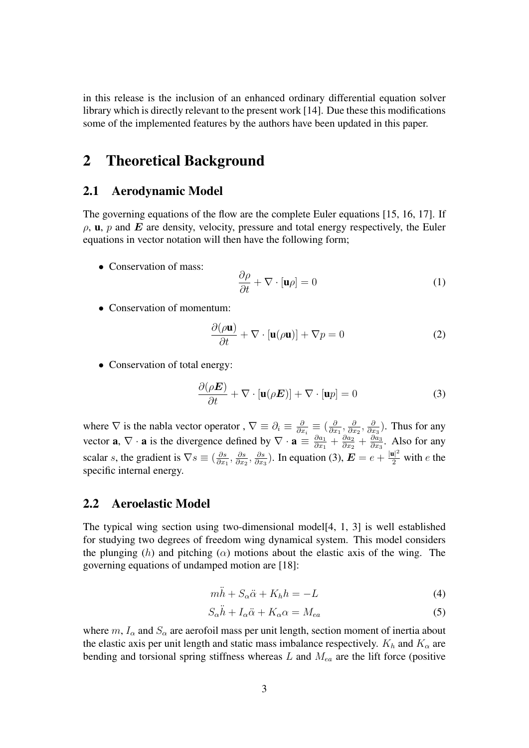in this release is the inclusion of an enhanced ordinary differential equation solver library which is directly relevant to the present work [14]. Due these this modifications some of the implemented features by the authors have been updated in this paper.

## 2 Theoretical Background

### 2.1 Aerodynamic Model

The governing equations of the flow are the complete Euler equations [15, 16, 17]. If $\rho$, $\mathbf{u}$, $p$ and $\boldsymbol{E}$ are density, velocity, pressure and total energy respectively, the Euler equations in vector notation will then have the following form;

- Conservation of mass:

$$\frac{\partial \rho}{\partial t} + \nabla \cdot [\mathbf{u}\rho] = 0 \tag{1}$$

- Conservation of momentum:

$$\frac{\partial (\rho \mathbf{u})}{\partial t} + \nabla \cdot [\mathbf{u}(\rho \mathbf{u})] + \nabla p = 0 \tag{2}$$

- Conservation of total energy:

$$\frac{\partial (\rho \boldsymbol{E})}{\partial t} + \nabla \cdot [\mathbf{u}(\rho \boldsymbol{E})] + \nabla \cdot [\mathbf{u}p] = 0 \tag{3}$$

where $\nabla$ is the nabla vector operator , $\nabla \equiv \partial_i \equiv \frac{\partial}{\partial x_i} \equiv (\frac{\partial}{\partial x_1}, \frac{\partial}{\partial x_2}, \frac{\partial}{\partial x_3})$. Thus for any vector $\mathbf{a}$, $\nabla \cdot \mathbf{a}$ is the divergence defined by $\nabla \cdot \mathbf{a} \equiv \frac{\partial a_1}{\partial x_1} + \frac{\partial a_2}{\partial x_2} + \frac{\partial a_3}{\partial x_3}$. Also for any scalar $s$, the gradient is $\nabla s \equiv (\frac{\partial s}{\partial x_1}, \frac{\partial s}{\partial x_2}, \frac{\partial s}{\partial x_3})$. In equation (3), $\boldsymbol{E} = e + \frac{|\mathbf{u}|^2}{2}$ with $e$ the specific internal energy.

### 2.2 Aeroelastic Model

The typical wing section using two-dimensional model[4, 1, 3] is well established for studying two degrees of freedom wing dynamical system. This model considers the plunging ($h$) and pitching ($\alpha$) motions about the elastic axis of the wing. The governing equations of undamped motion are [18]:

$$m\ddot{h} + S_\alpha \ddot{\alpha} + K_h h = -L \tag{4}$$

$$S_\alpha \ddot{h} + I_\alpha \ddot{\alpha} + K_\alpha \alpha = M_{ea} \tag{5}$$

where $m$, $I_\alpha$ and $S_\alpha$ are aerofoil mass per unit length, section moment of inertia about the elastic axis per unit length and static mass imbalance respectively. $K_h$ and $K_\alpha$ are bending and torsional spring stiffness whereas $L$ and $M_{ea}$ are the lift force (positive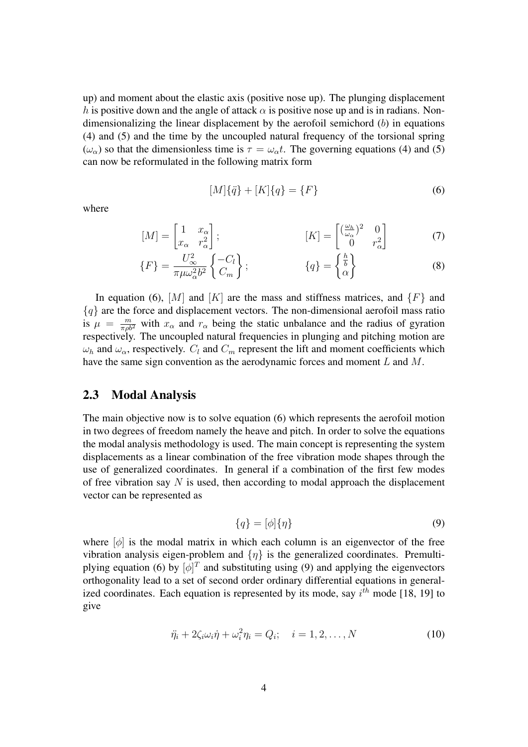up) and moment about the elastic axis (positive nose up). The plunging displacement $h$ is positive down and the angle of attack $\alpha$ is positive nose up and is in radians. Non-dimensionalizing the linear displacement by the aerofoil semichord ($b$) in equations (4) and (5) and the time by the uncoupled natural frequency of the torsional spring ($\omega_\alpha$) so that the dimensionless time is $\tau = \omega_\alpha t$. The governing equations (4) and (5) can now be reformulated in the following matrix form

$$[M]\{\ddot{q}\} + [K]\{q\} = \{F\} \tag{6}$$

where

$$[M] = \begin{bmatrix} 1 & x_\alpha \\ x_\alpha & r_\alpha^2 \end{bmatrix}; \qquad [K] = \begin{bmatrix} (\frac{\omega_h}{\omega_\alpha})^2 & 0 \\ 0 & r_\alpha^2 \end{bmatrix} \tag{7}$$

$$\{F\} = \frac{U_\infty^2}{\pi \mu \omega_\alpha^2 b^2} \begin{Bmatrix} -C_l \\ C_m \end{Bmatrix}; \qquad \{q\} = \begin{Bmatrix} \frac{h}{b} \\ \alpha \end{Bmatrix} \tag{8}$$

In equation (6), $[M]$ and $[K]$ are the mass and stiffness matrices, and $\{F\}$ and $\{q\}$ are the force and displacement vectors. The non-dimensional aerofoil mass ratio is $\mu = \frac{m}{\pi \rho b^2}$ with $x_\alpha$ and $r_\alpha$ being the static unbalance and the radius of gyration respectively. The uncoupled natural frequencies in plunging and pitching motion are $\omega_h$ and $\omega_\alpha$, respectively. $C_l$ and $C_m$ represent the lift and moment coefficients which have the same sign convention as the aerodynamic forces and moment $L$ and $M$.

## 2.3 Modal Analysis

The main objective now is to solve equation (6) which represents the aerofoil motion in two degrees of freedom namely the heave and pitch. In order to solve the equations the modal analysis methodology is used. The main concept is representing the system displacements as a linear combination of the free vibration mode shapes through the use of generalized coordinates. In general if a combination of the first few modes of free vibration say $N$ is used, then according to modal approach the displacement vector can be represented as

$$\{q\} = [\phi]\{\eta\} \tag{9}$$

where $[\phi]$ is the modal matrix in which each column is an eigenvector of the free vibration analysis eigen-problem and $\{\eta\}$ is the generalized coordinates. Premultiplying equation (6) by $[\phi]^T$ and substituting using (9) and applying the eigenvectors orthogonality lead to a set of second order ordinary differential equations in generalized coordinates. Each equation is represented by its mode, say $i^{th}$ mode [18, 19] to give

$$\ddot{\eta}_i + 2\zeta_i \omega_i \dot{\eta} + \omega_i^2 \eta_i = Q_i; \quad i = 1, 2, \ldots, N \tag{10}$$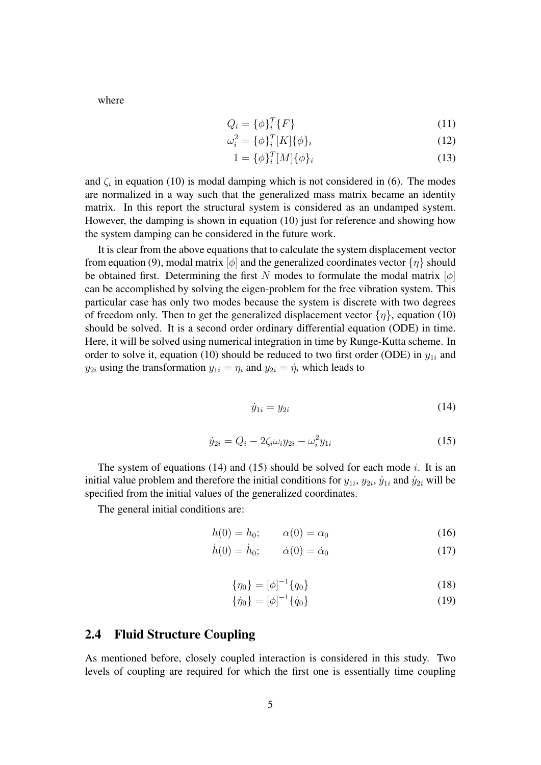where

$$Q_i = \{\phi\}_i^T \{F\} \tag{11}$$

$$\omega_i^2 = \{\phi\}_i^T [K] \{\phi\}_i \tag{12}$$

$$1 = \{\phi\}_i^T [M] \{\phi\}_i \tag{13}$$

and $\zeta_i$ in equation (10) is modal damping which is not considered in (6). The modes are normalized in a way such that the generalized mass matrix became an identity matrix. In this report the structural system is considered as an undamped system. However, the damping is shown in equation (10) just for reference and showing how the system damping can be considered in the future work.

It is clear from the above equations that to calculate the system displacement vector from equation (9), modal matrix $[\phi]$ and the generalized coordinates vector $\{\eta\}$ should be obtained first. Determining the first $N$ modes to formulate the modal matrix $[\phi]$ can be accomplished by solving the eigen-problem for the free vibration system. This particular case has only two modes because the system is discrete with two degrees of freedom only. Then to get the generalized displacement vector $\{\eta\}$, equation (10) should be solved. It is a second order ordinary differential equation (ODE) in time. Here, it will be solved using numerical integration in time by Runge-Kutta scheme. In order to solve it, equation (10) should be reduced to two first order (ODE) in $y_{1i}$ and $y_{2i}$ using the transformation $y_{1i} = \eta_i$ and $y_{2i} = \dot{\eta}_i$ which leads to

$$\dot{y}_{1i} = y_{2i} \tag{14}$$

$$\dot{y}_{2i} = Q_i - 2\zeta_i \omega_i y_{2i} - \omega_i^2 y_{1i} \tag{15}$$

The system of equations (14) and (15) should be solved for each mode $i$. It is an initial value problem and therefore the initial conditions for $y_{1i}$, $y_{2i}$, $\dot{y}_{1i}$ and $\dot{y}_{2i}$ will be specified from the initial values of the generalized coordinates.

The general initial conditions are:

$$h(0) = h_0; \qquad \alpha(0) = \alpha_0 \tag{16}$$

$$\dot{h}(0) = \dot{h}_0; \qquad \dot{\alpha}(0) = \dot{\alpha}_0 \tag{17}$$

$$\{\eta_0\} = [\phi]^{-1} \{q_0\} \tag{18}$$

$$\{\dot{\eta}_0\} = [\phi]^{-1} \{\dot{q}_0\} \tag{19}$$

## 2.4 Fluid Structure Coupling

As mentioned before, closely coupled interaction is considered in this study. Two levels of coupling are required for which the first one is essentially time coupling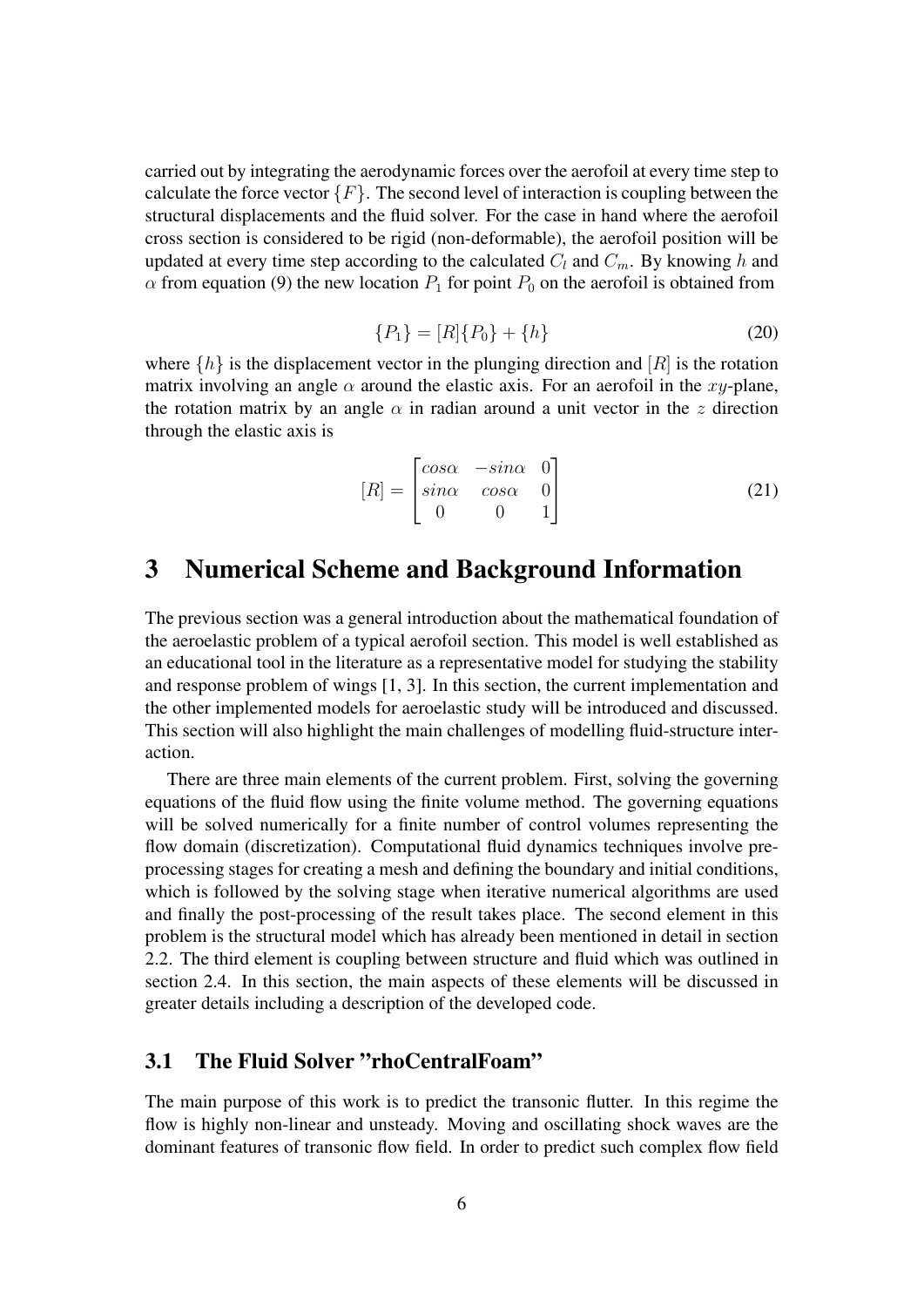carried out by integrating the aerodynamic forces over the aerofoil at every time step to calculate the force vector $\{F\}$. The second level of interaction is coupling between the structural displacements and the fluid solver. For the case in hand where the aerofoil cross section is considered to be rigid (non-deformable), the aerofoil position will be updated at every time step according to the calculated $C_l$ and $C_m$. By knowing $h$ and $\alpha$ from equation (9) the new location $P_1$ for point $P_0$ on the aerofoil is obtained from

$$\{P_1\} = [R]\{P_0\} + \{h\} \tag{20}$$

where $\{h\}$ is the displacement vector in the plunging direction and $[R]$ is the rotation matrix involving an angle $\alpha$ around the elastic axis. For an aerofoil in the $xy$-plane, the rotation matrix by an angle $\alpha$ in radian around a unit vector in the $z$ direction through the elastic axis is

$$[R] = \begin{bmatrix} cos\alpha & -sin\alpha & 0 \\ sin\alpha & cos\alpha & 0 \\ 0 & 0 & 1 \end{bmatrix} \tag{21}$$

# 3 Numerical Scheme and Background Information

The previous section was a general introduction about the mathematical foundation of the aeroelastic problem of a typical aerofoil section. This model is well established as an educational tool in the literature as a representative model for studying the stability and response problem of wings [1, 3]. In this section, the current implementation and the other implemented models for aeroelastic study will be introduced and discussed. This section will also highlight the main challenges of modelling fluid-structure interaction.

There are three main elements of the current problem. First, solving the governing equations of the fluid flow using the finite volume method. The governing equations will be solved numerically for a finite number of control volumes representing the flow domain (discretization). Computational fluid dynamics techniques involve pre-processing stages for creating a mesh and defining the boundary and initial conditions, which is followed by the solving stage when iterative numerical algorithms are used and finally the post-processing of the result takes place. The second element in this problem is the structural model which has already been mentioned in detail in section 2.2. The third element is coupling between structure and fluid which was outlined in section 2.4. In this section, the main aspects of these elements will be discussed in greater details including a description of the developed code.

## 3.1 The Fluid Solver "rhoCentralFoam"

The main purpose of this work is to predict the transonic flutter. In this regime the flow is highly non-linear and unsteady. Moving and oscillating shock waves are the dominant features of transonic flow field. In order to predict such complex flow field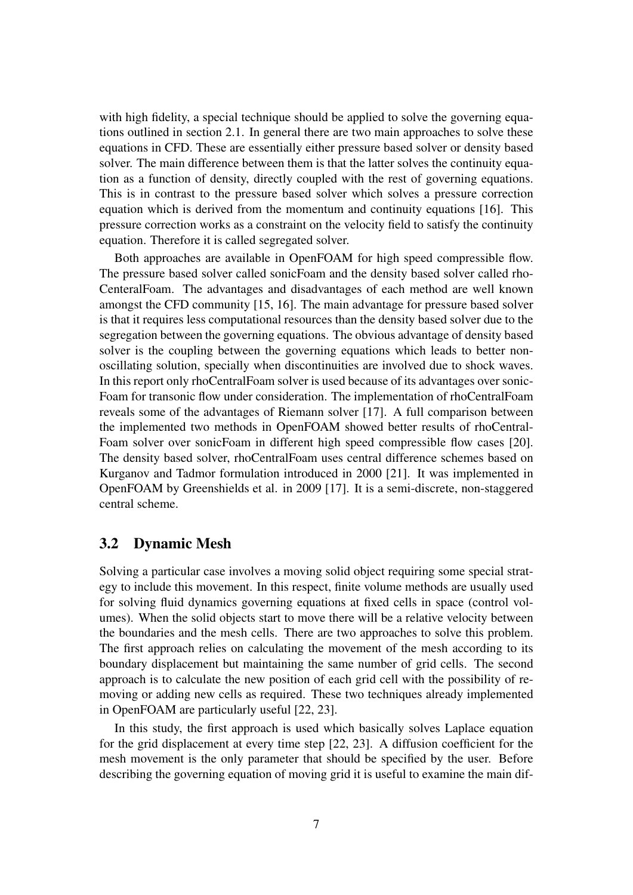with high fidelity, a special technique should be applied to solve the governing equations outlined in section 2.1. In general there are two main approaches to solve these equations in CFD. These are essentially either pressure based solver or density based solver. The main difference between them is that the latter solves the continuity equation as a function of density, directly coupled with the rest of governing equations. This is in contrast to the pressure based solver which solves a pressure correction equation which is derived from the momentum and continuity equations [16]. This pressure correction works as a constraint on the velocity field to satisfy the continuity equation. Therefore it is called segregated solver.

Both approaches are available in OpenFOAM for high speed compressible flow. The pressure based solver called sonicFoam and the density based solver called rhoCenteralFoam. The advantages and disadvantages of each method are well known amongst the CFD community [15, 16]. The main advantage for pressure based solver is that it requires less computational resources than the density based solver due to the segregation between the governing equations. The obvious advantage of density based solver is the coupling between the governing equations which leads to better non-oscillating solution, specially when discontinuities are involved due to shock waves. In this report only rhoCentralFoam solver is used because of its advantages over sonicFoam for transonic flow under consideration. The implementation of rhoCentralFoam reveals some of the advantages of Riemann solver [17]. A full comparison between the implemented two methods in OpenFOAM showed better results of rhoCentralFoam solver over sonicFoam in different high speed compressible flow cases [20]. The density based solver, rhoCentralFoam uses central difference schemes based on Kurganov and Tadmor formulation introduced in 2000 [21]. It was implemented in OpenFOAM by Greenshields et al. in 2009 [17]. It is a semi-discrete, non-staggered central scheme.

## 3.2 Dynamic Mesh

Solving a particular case involves a moving solid object requiring some special strategy to include this movement. In this respect, finite volume methods are usually used for solving fluid dynamics governing equations at fixed cells in space (control volumes). When the solid objects start to move there will be a relative velocity between the boundaries and the mesh cells. There are two approaches to solve this problem. The first approach relies on calculating the movement of the mesh according to its boundary displacement but maintaining the same number of grid cells. The second approach is to calculate the new position of each grid cell with the possibility of removing or adding new cells as required. These two techniques already implemented in OpenFOAM are particularly useful [22, 23].

In this study, the first approach is used which basically solves Laplace equation for the grid displacement at every time step [22, 23]. A diffusion coefficient for the mesh movement is the only parameter that should be specified by the user. Before describing the governing equation of moving grid it is useful to examine the main dif-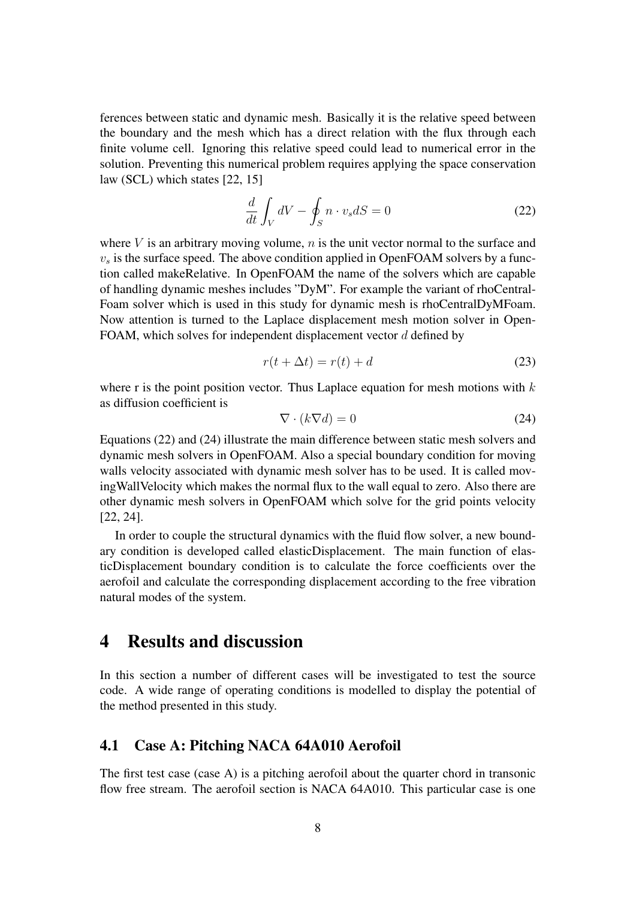ferences between static and dynamic mesh. Basically it is the relative speed between the boundary and the mesh which has a direct relation with the flux through each finite volume cell. Ignoring this relative speed could lead to numerical error in the solution. Preventing this numerical problem requires applying the space conservation law (SCL) which states [22, 15]

$$\frac{d}{dt}\int_V dV - \oint_S n \cdot v_s dS = 0 \tag{22}$$

where $V$ is an arbitrary moving volume, $n$ is the unit vector normal to the surface and $v_s$ is the surface speed. The above condition applied in OpenFOAM solvers by a function called makeRelative. In OpenFOAM the name of the solvers which are capable of handling dynamic meshes includes "DyM". For example the variant of rhoCentralFoam solver which is used in this study for dynamic mesh is rhoCentralDyMFoam. Now attention is turned to the Laplace displacement mesh motion solver in OpenFOAM, which solves for independent displacement vector $d$ defined by

$$r(t + \Delta t) = r(t) + d \tag{23}$$

where r is the point position vector. Thus Laplace equation for mesh motions with $k$ as diffusion coefficient is

$$\nabla \cdot (k \nabla d) = 0 \tag{24}$$

Equations (22) and (24) illustrate the main difference between static mesh solvers and dynamic mesh solvers in OpenFOAM. Also a special boundary condition for moving walls velocity associated with dynamic mesh solver has to be used. It is called movingWallVelocity which makes the normal flux to the wall equal to zero. Also there are other dynamic mesh solvers in OpenFOAM which solve for the grid points velocity [22, 24].

In order to couple the structural dynamics with the fluid flow solver, a new boundary condition is developed called elasticDisplacement. The main function of elasticDisplacement boundary condition is to calculate the force coefficients over the aerofoil and calculate the corresponding displacement according to the free vibration natural modes of the system.

# 4 Results and discussion

In this section a number of different cases will be investigated to test the source code. A wide range of operating conditions is modelled to display the potential of the method presented in this study.

## 4.1 Case A: Pitching NACA 64A010 Aerofoil

The first test case (case A) is a pitching aerofoil about the quarter chord in transonic flow free stream. The aerofoil section is NACA 64A010. This particular case is one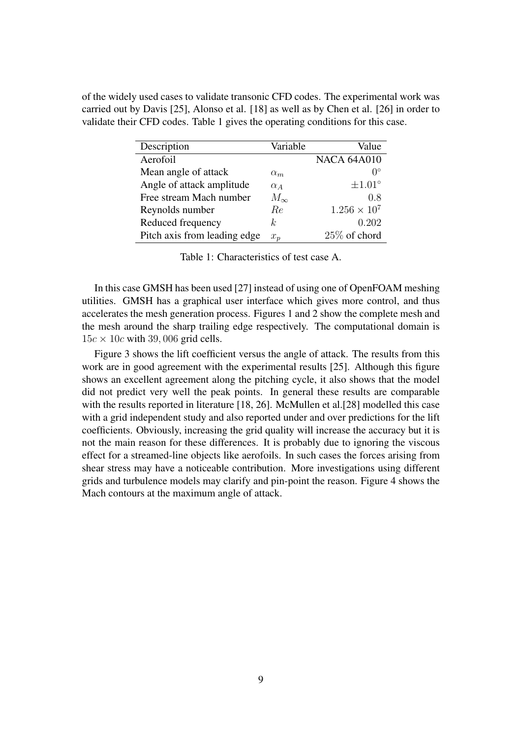of the widely used cases to validate transonic CFD codes. The experimental work was carried out by Davis [25], Alonso et al. [18] as well as by Chen et al. [26] in order to validate their CFD codes. Table 1 gives the operating conditions for this case.

| Description | Variable | Value |
|---|---|---|
| Aerofoil | | NACA 64A010 |
| Mean angle of attack | $\alpha_m$ | $0^\circ$ |
| Angle of attack amplitude | $\alpha_A$ | $\pm 1.01^\circ$ |
| Free stream Mach number | $M_\infty$ | $0.8$ |
| Reynolds number | $Re$ | $1.256 \times 10^7$ |
| Reduced frequency | $k$ | $0.202$ |
| Pitch axis from leading edge | $x_p$ | $25\%$ of chord |

Table 1: Characteristics of test case A.

In this case GMSH has been used [27] instead of using one of OpenFOAM meshing utilities. GMSH has a graphical user interface which gives more control, and thus accelerates the mesh generation process. Figures 1 and 2 show the complete mesh and the mesh around the sharp trailing edge respectively. The computational domain is $15c \times 10c$ with $39,006$ grid cells.

Figure 3 shows the lift coefficient versus the angle of attack. The results from this work are in good agreement with the experimental results [25]. Although this figure shows an excellent agreement along the pitching cycle, it also shows that the model did not predict very well the peak points. In general these results are comparable with the results reported in literature [18, 26]. McMullen et al.[28] modelled this case with a grid independent study and also reported under and over predictions for the lift coefficients. Obviously, increasing the grid quality will increase the accuracy but it is not the main reason for these differences. It is probably due to ignoring the viscous effect for a streamed-line objects like aerofoils. In such cases the forces arising from shear stress may have a noticeable contribution. More investigations using different grids and turbulence models may clarify and pin-point the reason. Figure 4 shows the Mach contours at the maximum angle of attack.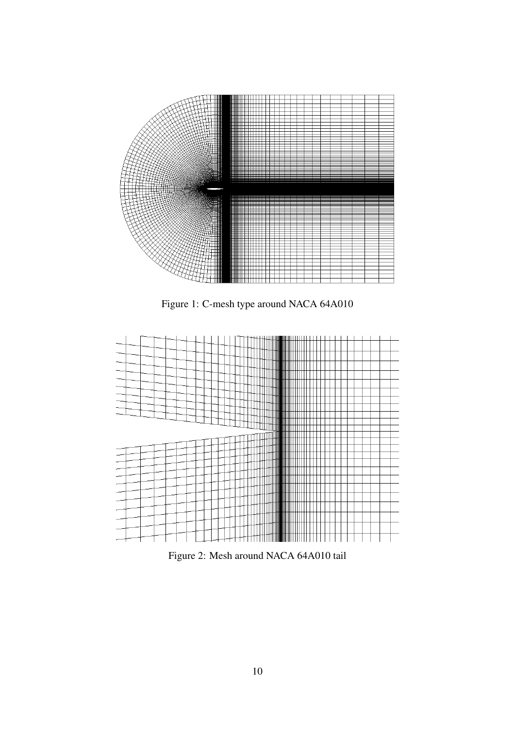Figure 1: C-mesh type around NACA 64A010

Figure 2: Mesh around NACA 64A010 tail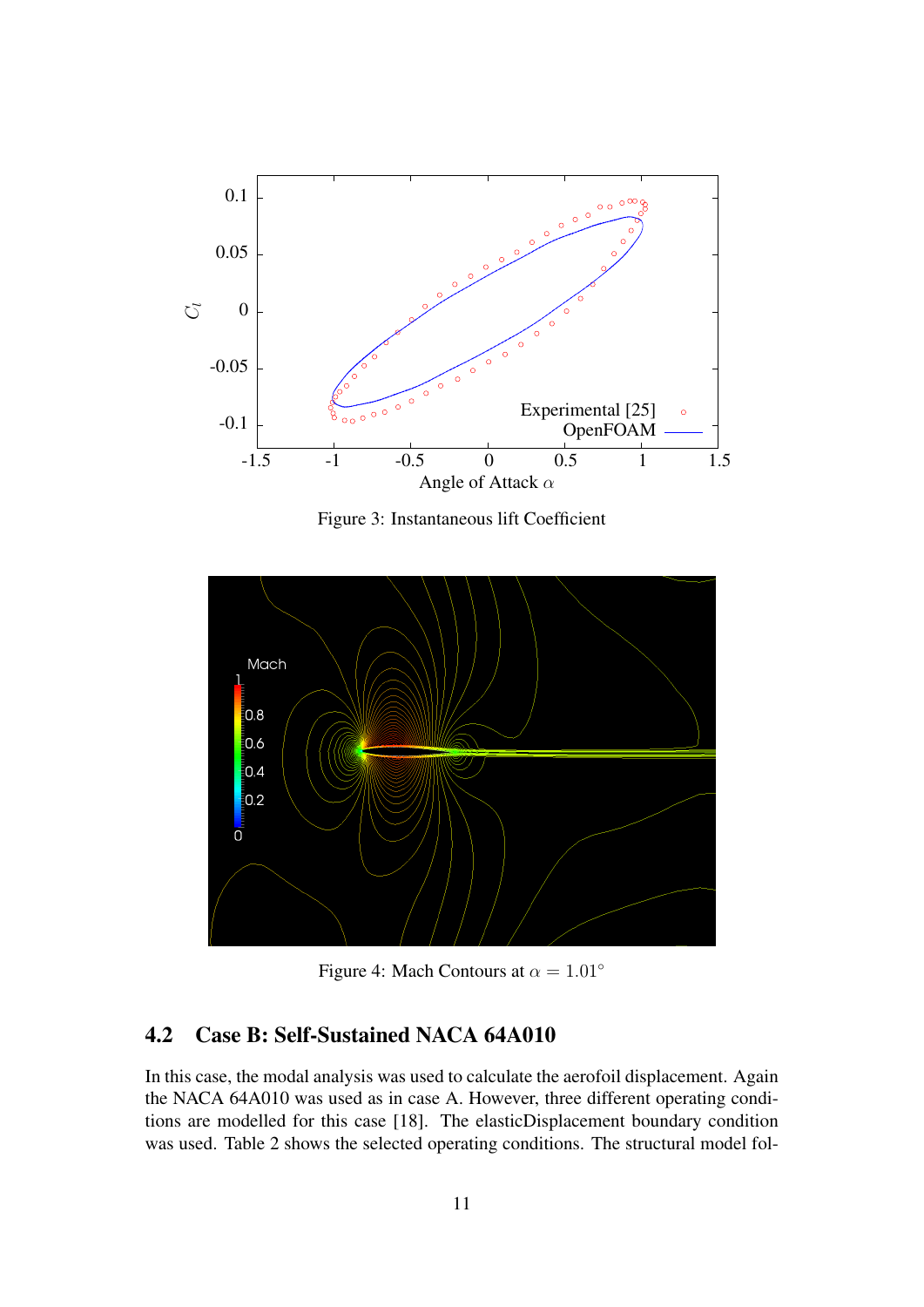Figure 3: Instantaneous lift Coefficient

Figure 4: Mach Contours at $\alpha = 1.01°$

### 4.2 Case B: Self-Sustained NACA 64A010

In this case, the modal analysis was used to calculate the aerofoil displacement. Again the NACA 64A010 was used as in case A. However, three different operating conditions are modelled for this case [18]. The elasticDisplacement boundary condition was used. Table 2 shows the selected operating conditions. The structural model fol-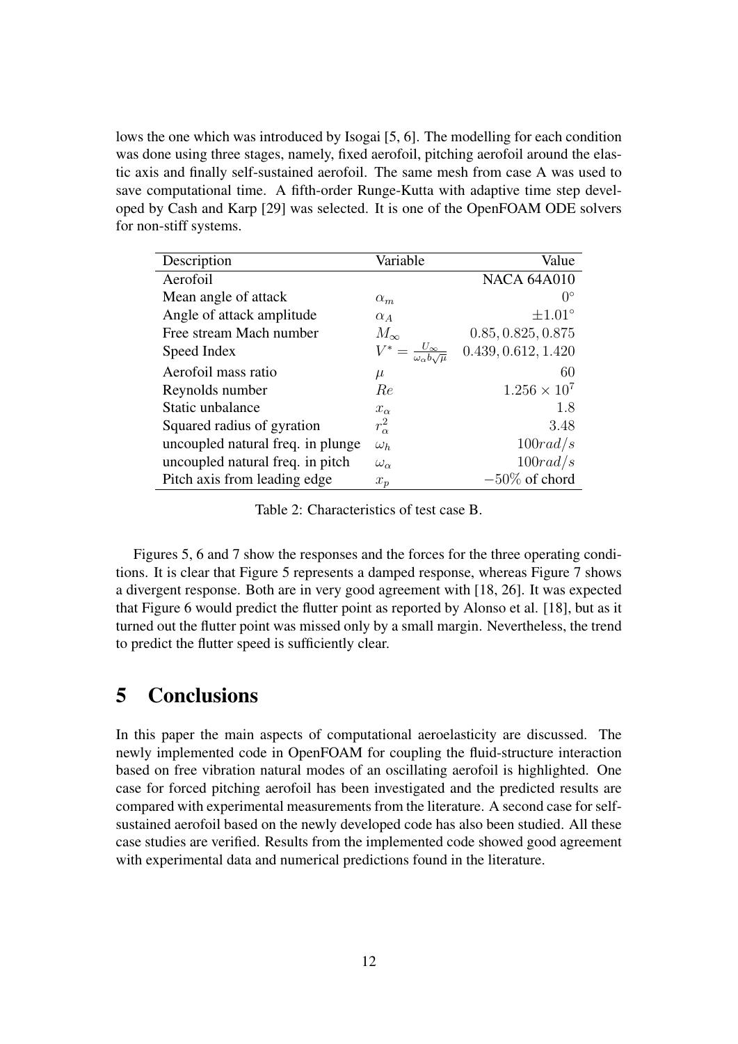lows the one which was introduced by Isogai [5, 6]. The modelling for each condition was done using three stages, namely, fixed aerofoil, pitching aerofoil around the elastic axis and finally self-sustained aerofoil. The same mesh from case A was used to save computational time. A fifth-order Runge-Kutta with adaptive time step developed by Cash and Karp [29] was selected. It is one of the OpenFOAM ODE solvers for non-stiff systems.

| Description | Variable | Value |
|---|---|---|
| Aerofoil | | NACA 64A010 |
| Mean angle of attack | $\alpha_m$ | $0^\circ$ |
| Angle of attack amplitude | $\alpha_A$ | $\pm 1.01^\circ$ |
| Free stream Mach number | $M_\infty$ | $0.85, 0.825, 0.875$ |
| Speed Index | $V^* = \frac{U_\infty}{\omega_\alpha b \sqrt{\mu}}$ | $0.439, 0.612, 1.420$ |
| Aerofoil mass ratio | $\mu$ | $60$ |
| Reynolds number | $Re$ | $1.256 \times 10^7$ |
| Static unbalance | $x_\alpha$ | $1.8$ |
| Squared radius of gyration | $r_\alpha^2$ | $3.48$ |
| uncoupled natural freq. in plunge | $\omega_h$ | $100 rad/s$ |
| uncoupled natural freq. in pitch | $\omega_\alpha$ | $100 rad/s$ |
| Pitch axis from leading edge | $x_p$ | $-50\%$ of chord |

Table 2: Characteristics of test case B.

Figures 5, 6 and 7 show the responses and the forces for the three operating conditions. It is clear that Figure 5 represents a damped response, whereas Figure 7 shows a divergent response. Both are in very good agreement with [18, 26]. It was expected that Figure 6 would predict the flutter point as reported by Alonso et al. [18], but as it turned out the flutter point was missed only by a small margin. Nevertheless, the trend to predict the flutter speed is sufficiently clear.

# 5 Conclusions

In this paper the main aspects of computational aeroelasticity are discussed. The newly implemented code in OpenFOAM for coupling the fluid-structure interaction based on free vibration natural modes of an oscillating aerofoil is highlighted. One case for forced pitching aerofoil has been investigated and the predicted results are compared with experimental measurements from the literature. A second case for self-sustained aerofoil based on the newly developed code has also been studied. All these case studies are verified. Results from the implemented code showed good agreement with experimental data and numerical predictions found in the literature.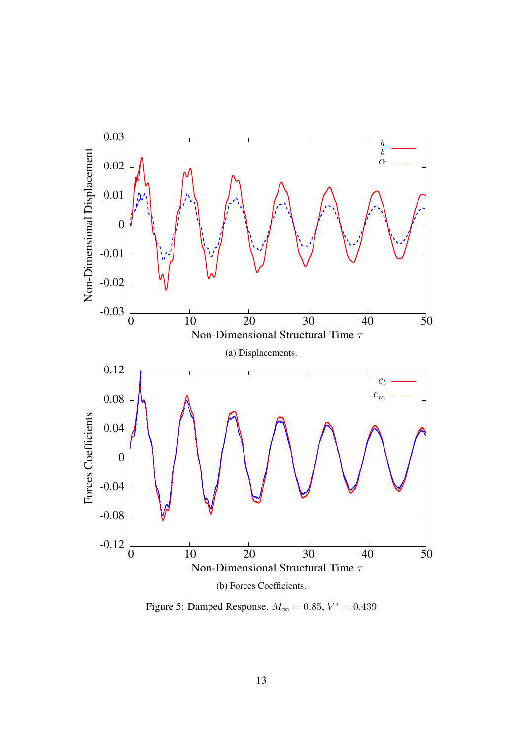(a) Displacements.

(b) Forces Coefficients.

Figure 5: Damped Response. $M_\infty = 0.85$, $V^* = 0.439$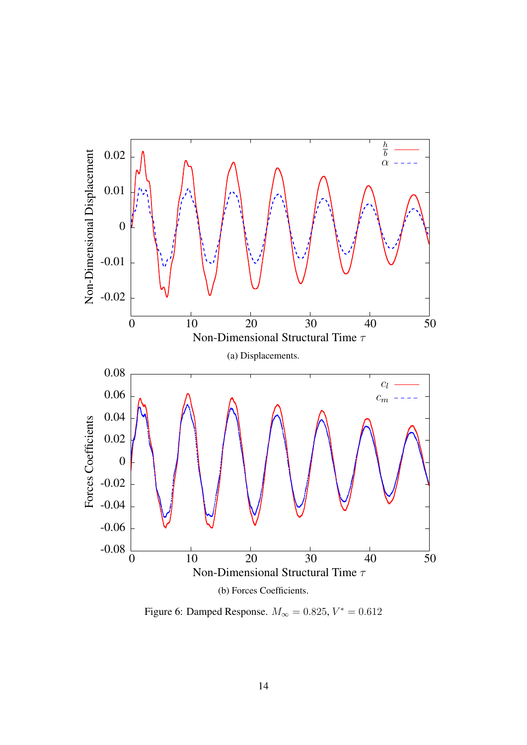(a) Displacements.

(b) Forces Coefficients.

Figure 6: Damped Response. $M_\infty = 0.825$, $V^* = 0.612$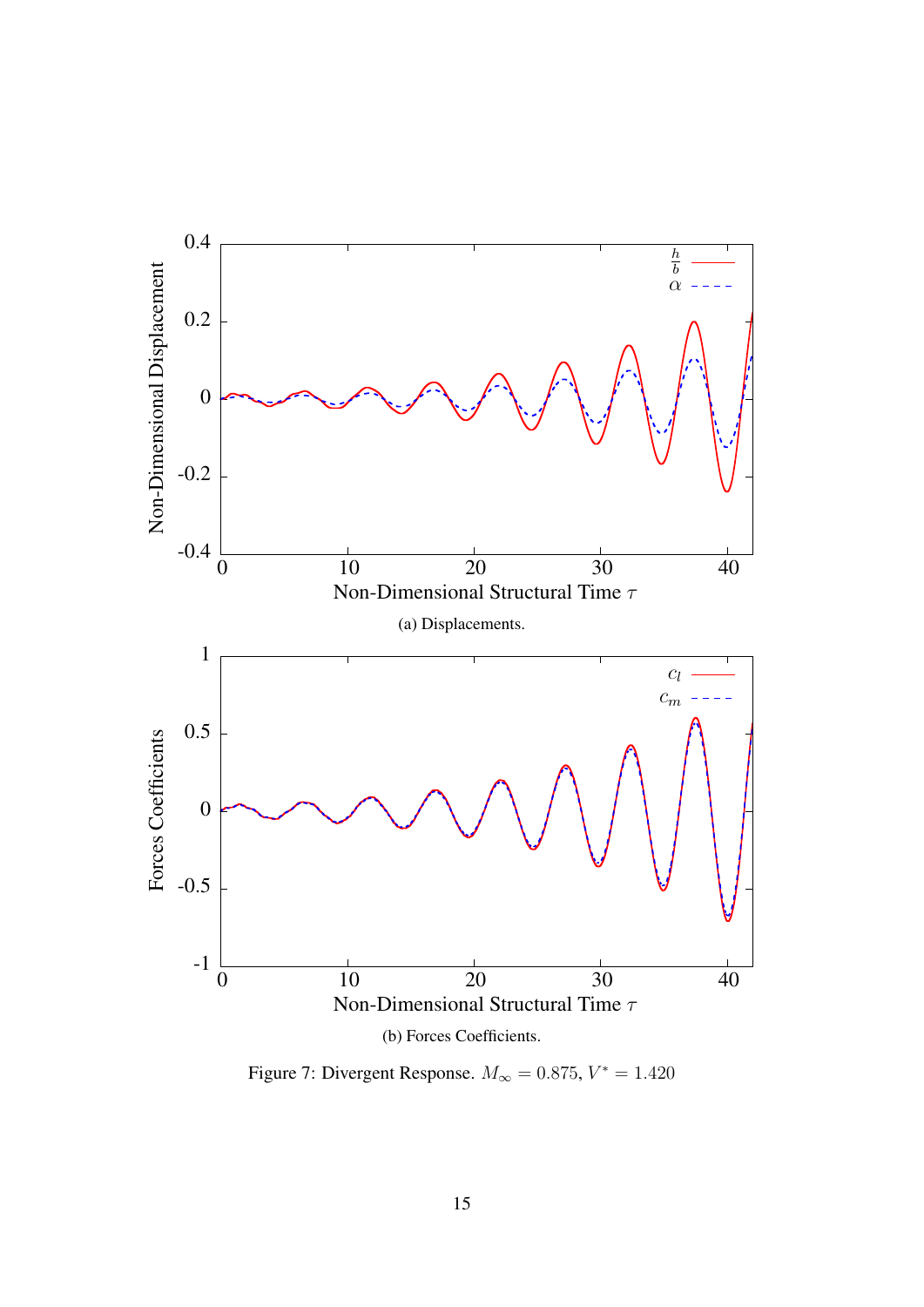(a) Displacements.

(b) Forces Coefficients.

Figure 7: Divergent Response. $M_\infty = 0.875$, $V^* = 1.420$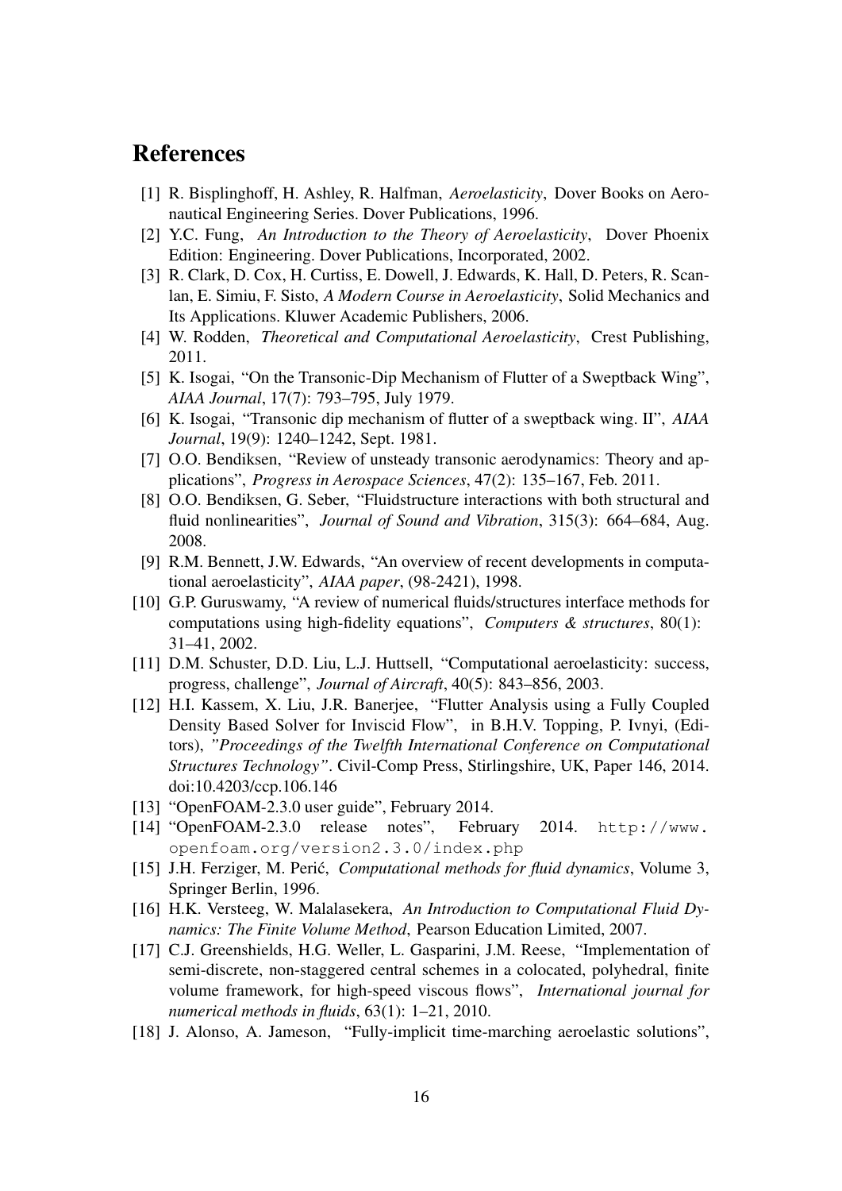# References

[1] R. Bisplinghoff, H. Ashley, R. Halfman, *Aeroelasticity*, Dover Books on Aeronautical Engineering Series. Dover Publications, 1996.

[2] Y.C. Fung, *An Introduction to the Theory of Aeroelasticity*, Dover Phoenix Edition: Engineering. Dover Publications, Incorporated, 2002.

[3] R. Clark, D. Cox, H. Curtiss, E. Dowell, J. Edwards, K. Hall, D. Peters, R. Scanlan, E. Simiu, F. Sisto, *A Modern Course in Aeroelasticity*, Solid Mechanics and Its Applications. Kluwer Academic Publishers, 2006.

[4] W. Rodden, *Theoretical and Computational Aeroelasticity*, Crest Publishing, 2011.

[5] K. Isogai, "On the Transonic-Dip Mechanism of Flutter of a Sweptback Wing", *AIAA Journal*, 17(7): 793–795, July 1979.

[6] K. Isogai, "Transonic dip mechanism of flutter of a sweptback wing. II", *AIAA Journal*, 19(9): 1240–1242, Sept. 1981.

[7] O.O. Bendiksen, "Review of unsteady transonic aerodynamics: Theory and applications", *Progress in Aerospace Sciences*, 47(2): 135–167, Feb. 2011.

[8] O.O. Bendiksen, G. Seber, "Fluidstructure interactions with both structural and fluid nonlinearities", *Journal of Sound and Vibration*, 315(3): 664–684, Aug. 2008.

[9] R.M. Bennett, J.W. Edwards, "An overview of recent developments in computational aeroelasticity", *AIAA paper*, (98-2421), 1998.

[10] G.P. Guruswamy, "A review of numerical fluids/structures interface methods for computations using high-fidelity equations", *Computers & structures*, 80(1): 31–41, 2002.

[11] D.M. Schuster, D.D. Liu, L.J. Huttsell, "Computational aeroelasticity: success, progress, challenge", *Journal of Aircraft*, 40(5): 843–856, 2003.

[12] H.I. Kassem, X. Liu, J.R. Banerjee, "Flutter Analysis using a Fully Coupled Density Based Solver for Inviscid Flow", in B.H.V. Topping, P. Ivnyi, (Editors), *"Proceedings of the Twelfth International Conference on Computational Structures Technology"*. Civil-Comp Press, Stirlingshire, UK, Paper 146, 2014. doi:10.4203/ccp.106.146

[13] "OpenFOAM-2.3.0 user guide", February 2014.

[14] "OpenFOAM-2.3.0 release notes", February 2014. `http://www.openfoam.org/version2.3.0/index.php`

[15] J.H. Ferziger, M. Perić, *Computational methods for fluid dynamics*, Volume 3, Springer Berlin, 1996.

[16] H.K. Versteeg, W. Malalasekera, *An Introduction to Computational Fluid Dynamics: The Finite Volume Method*, Pearson Education Limited, 2007.

[17] C.J. Greenshields, H.G. Weller, L. Gasparini, J.M. Reese, "Implementation of semi-discrete, non-staggered central schemes in a colocated, polyhedral, finite volume framework, for high-speed viscous flows", *International journal for numerical methods in fluids*, 63(1): 1–21, 2010.

[18] J. Alonso, A. Jameson, "Fully-implicit time-marching aeroelastic solutions",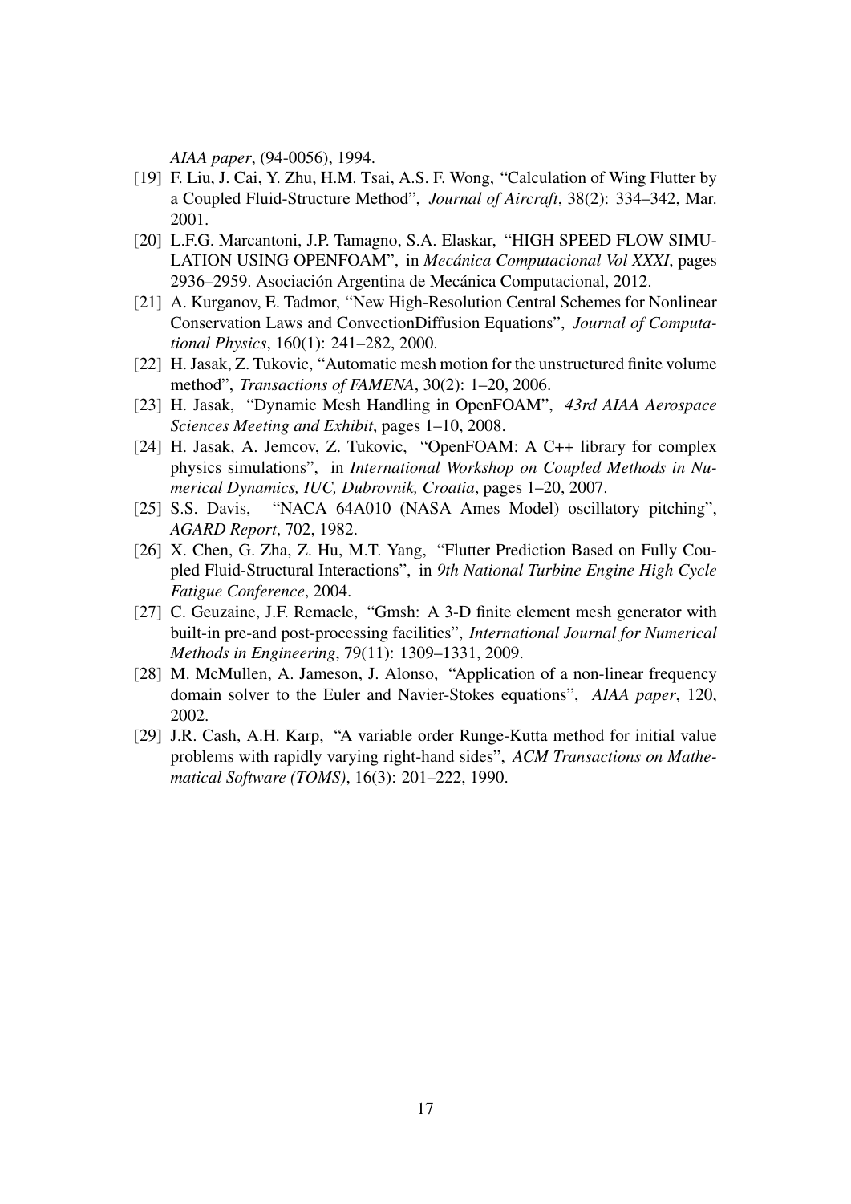*AIAA paper*, (94-0056), 1994.

[19] F. Liu, J. Cai, Y. Zhu, H.M. Tsai, A.S. F. Wong, "Calculation of Wing Flutter by a Coupled Fluid-Structure Method", *Journal of Aircraft*, 38(2): 334–342, Mar. 2001.

[20] L.F.G. Marcantoni, J.P. Tamagno, S.A. Elaskar, "HIGH SPEED FLOW SIMULATION USING OPENFOAM", in *Mecánica Computacional Vol XXXI*, pages 2936–2959. Asociación Argentina de Mecánica Computacional, 2012.

[21] A. Kurganov, E. Tadmor, "New High-Resolution Central Schemes for Nonlinear Conservation Laws and ConvectionDiffusion Equations", *Journal of Computational Physics*, 160(1): 241–282, 2000.

[22] H. Jasak, Z. Tukovic, "Automatic mesh motion for the unstructured finite volume method", *Transactions of FAMENA*, 30(2): 1–20, 2006.

[23] H. Jasak, "Dynamic Mesh Handling in OpenFOAM", *43rd AIAA Aerospace Sciences Meeting and Exhibit*, pages 1–10, 2008.

[24] H. Jasak, A. Jemcov, Z. Tukovic, "OpenFOAM: A C++ library for complex physics simulations", in *International Workshop on Coupled Methods in Numerical Dynamics, IUC, Dubrovnik, Croatia*, pages 1–20, 2007.

[25] S.S. Davis, "NACA 64A010 (NASA Ames Model) oscillatory pitching", *AGARD Report*, 702, 1982.

[26] X. Chen, G. Zha, Z. Hu, M.T. Yang, "Flutter Prediction Based on Fully Coupled Fluid-Structural Interactions", in *9th National Turbine Engine High Cycle Fatigue Conference*, 2004.

[27] C. Geuzaine, J.F. Remacle, "Gmsh: A 3-D finite element mesh generator with built-in pre-and post-processing facilities", *International Journal for Numerical Methods in Engineering*, 79(11): 1309–1331, 2009.

[28] M. McMullen, A. Jameson, J. Alonso, "Application of a non-linear frequency domain solver to the Euler and Navier-Stokes equations", *AIAA paper*, 120, 2002.

[29] J.R. Cash, A.H. Karp, "A variable order Runge-Kutta method for initial value problems with rapidly varying right-hand sides", *ACM Transactions on Mathematical Software (TOMS)*, 16(3): 201–222, 1990.